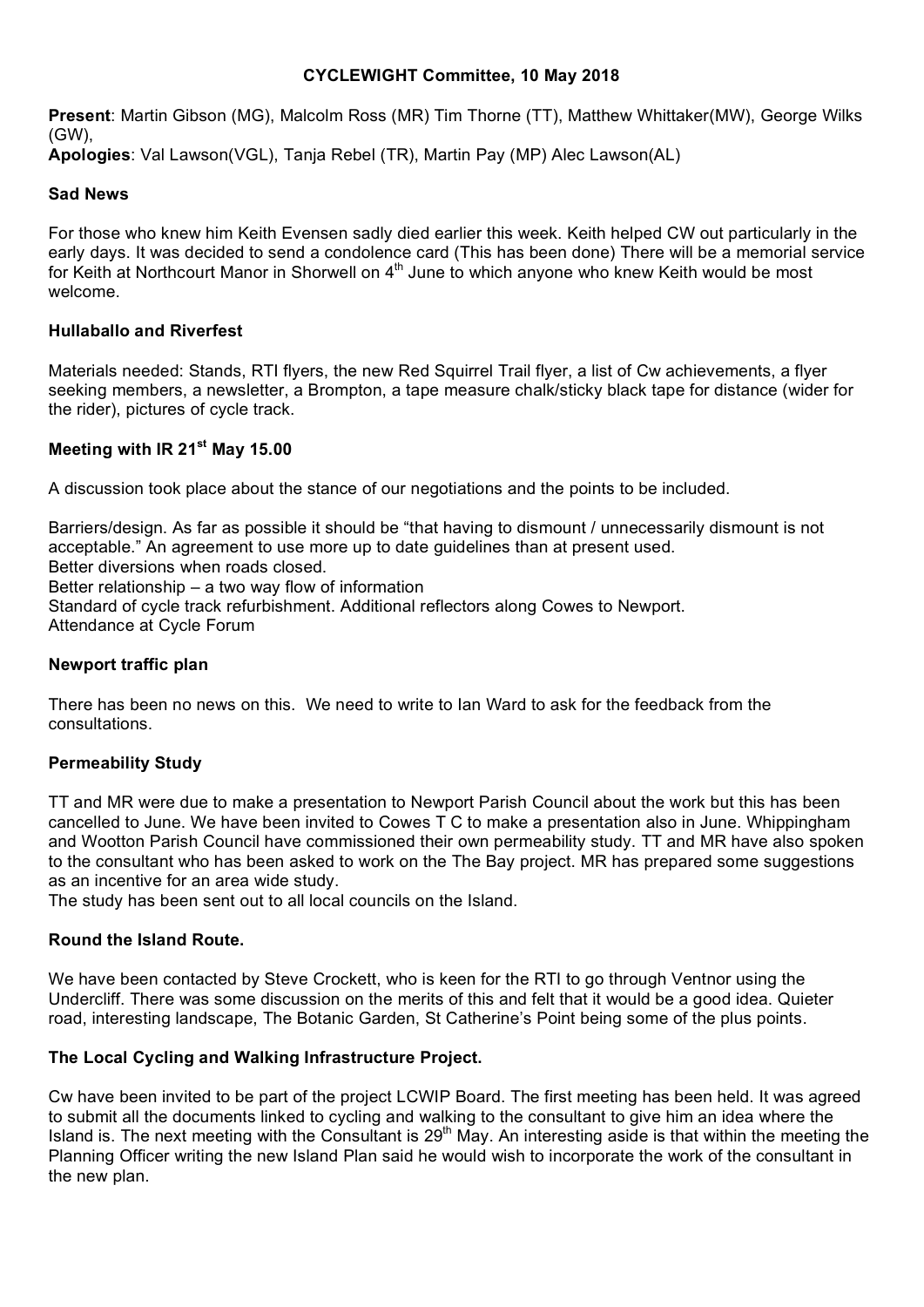# CYCLEWIGHT Committee, 10 May 2018

**Present**: Martin Gibson (MG), Malcolm Ross (MR) Tim Thorne (TT), Matthew Whittaker(MW), George Wilks (GW),
**Apologies**: Val Lawson(VGL), Tanja Rebel (TR), Martin Pay (MP) Alec Lawson(AL)

### Sad News

For those who knew him Keith Evensen sadly died earlier this week. Keith helped CW out particularly in the early days. It was decided to send a condolence card (This has been done) There will be a memorial service for Keith at Northcourt Manor in Shorwell on 4th June to which anyone who knew Keith would be most welcome.

### Hullaballo and Riverfest

Materials needed: Stands, RTI flyers, the new Red Squirrel Trail flyer, a list of Cw achievements, a flyer seeking members, a newsletter, a Brompton, a tape measure chalk/sticky black tape for distance (wider for the rider), pictures of cycle track.

### Meeting with IR 21st May 15.00

A discussion took place about the stance of our negotiations and the points to be included.

Barriers/design. As far as possible it should be "that having to dismount / unnecessarily dismount is not acceptable." An agreement to use more up to date guidelines than at present used.
Better diversions when roads closed.
Better relationship – a two way flow of information
Standard of cycle track refurbishment. Additional reflectors along Cowes to Newport.
Attendance at Cycle Forum

### Newport traffic plan

There has been no news on this. We need to write to Ian Ward to ask for the feedback from the consultations.

### Permeability Study

TT and MR were due to make a presentation to Newport Parish Council about the work but this has been cancelled to June. We have been invited to Cowes T C to make a presentation also in June. Whippingham and Wootton Parish Council have commissioned their own permeability study. TT and MR have also spoken to the consultant who has been asked to work on the The Bay project. MR has prepared some suggestions as an incentive for an area wide study.
The study has been sent out to all local councils on the Island.

### Round the Island Route.

We have been contacted by Steve Crockett, who is keen for the RTI to go through Ventnor using the Undercliff. There was some discussion on the merits of this and felt that it would be a good idea. Quieter road, interesting landscape, The Botanic Garden, St Catherine's Point being some of the plus points.

### The Local Cycling and Walking Infrastructure Project.

Cw have been invited to be part of the project LCWIP Board. The first meeting has been held. It was agreed to submit all the documents linked to cycling and walking to the consultant to give him an idea where the Island is. The next meeting with the Consultant is 29th May. An interesting aside is that within the meeting the Planning Officer writing the new Island Plan said he would wish to incorporate the work of the consultant in the new plan.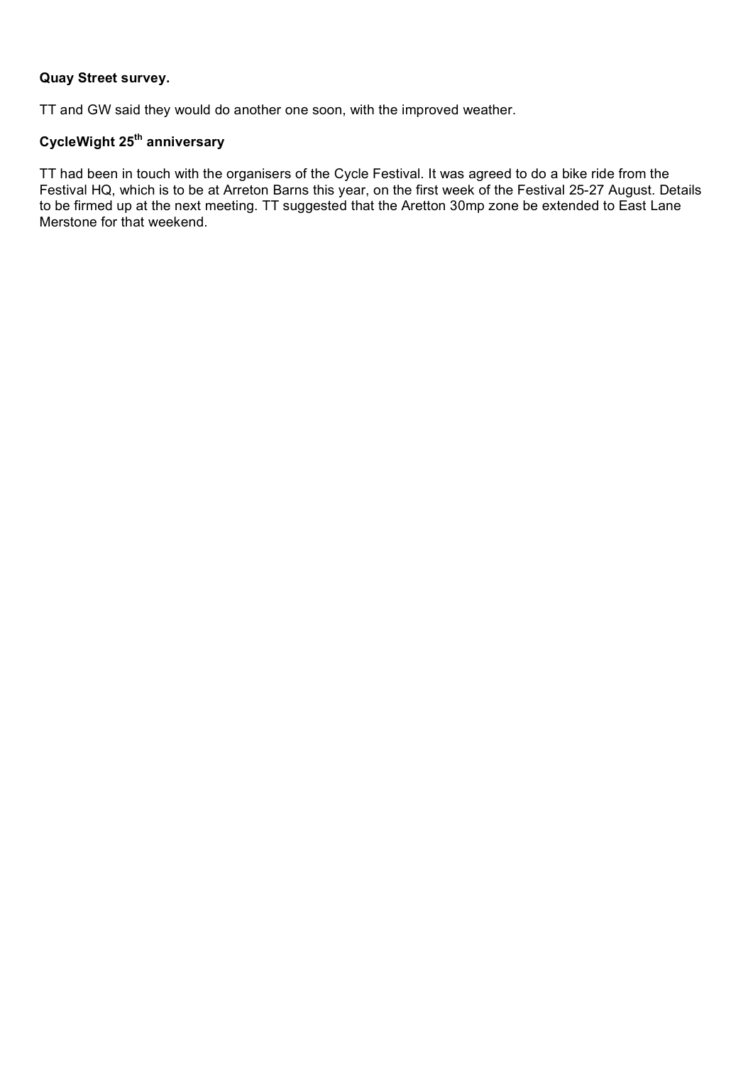**Quay Street survey.**

TT and GW said they would do another one soon, with the improved weather.

**CycleWight 25th anniversary**

TT had been in touch with the organisers of the Cycle Festival. It was agreed to do a bike ride from the Festival HQ, which is to be at Arreton Barns this year, on the first week of the Festival 25-27 August. Details to be firmed up at the next meeting. TT suggested that the Aretton 30mp zone be extended to East Lane Merstone for that weekend.